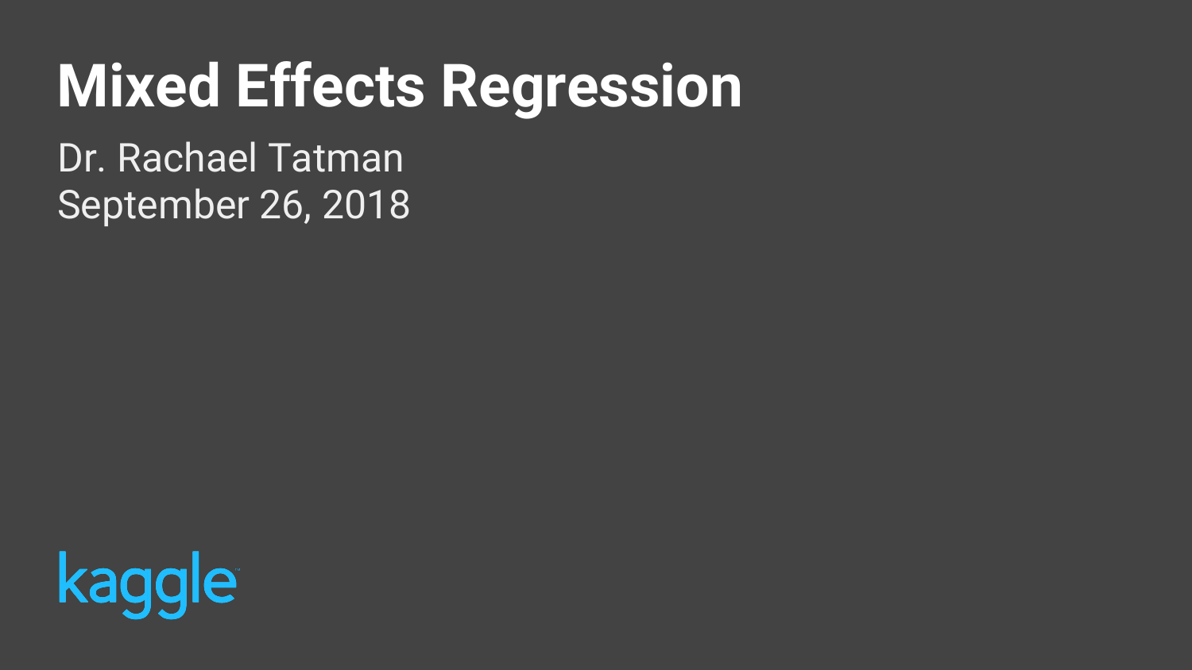# Mixed Effects Regression

Dr. Rachael Tatman
September 26, 2018

kaggle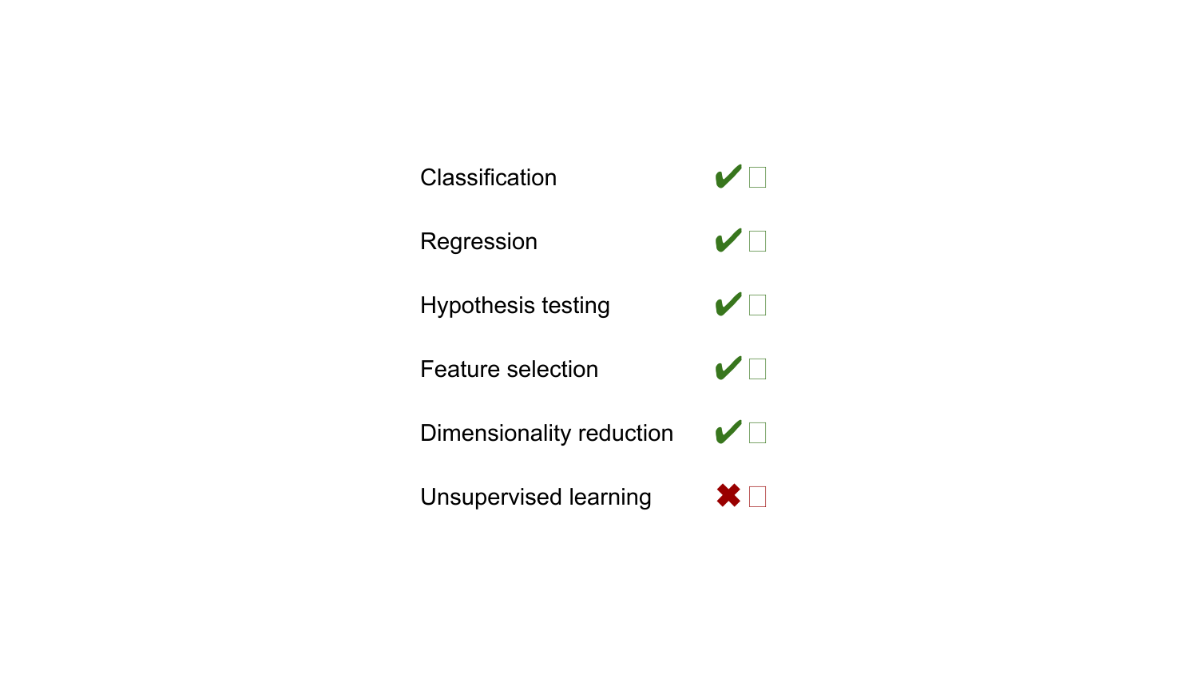| | |
|---|---|
| Classification | ✔ |
| Regression | ✔ |
| Hypothesis testing | ✔ |
| Feature selection | ✔ |
| Dimensionality reduction | ✔ |
| Unsupervised learning | ✖ |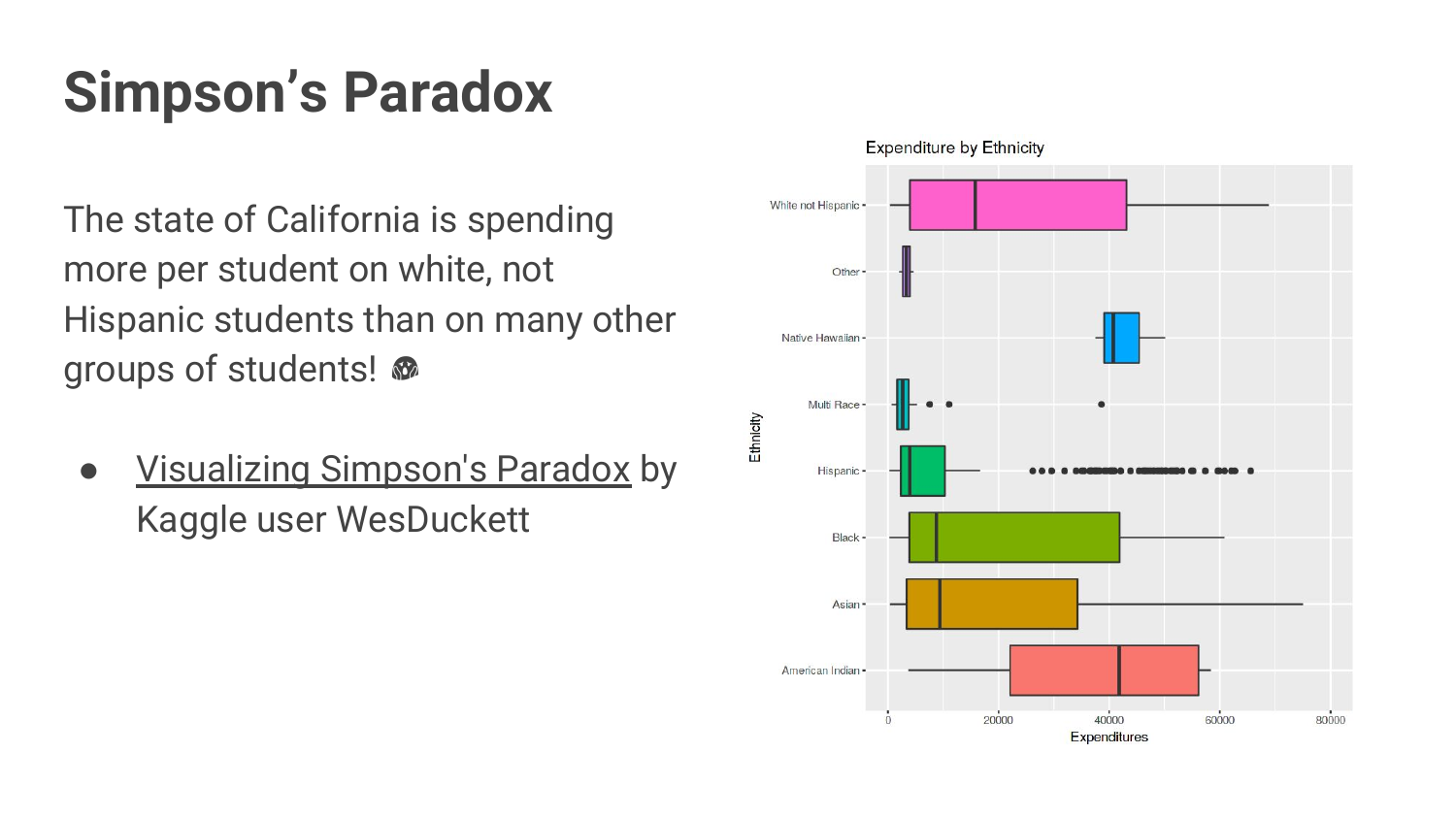# Simpson's Paradox

The state of California is spending more per student on white, not Hispanic students than on many other groups of students! 😱

- Visualizing Simpson's Paradox by Kaggle user WesDuckett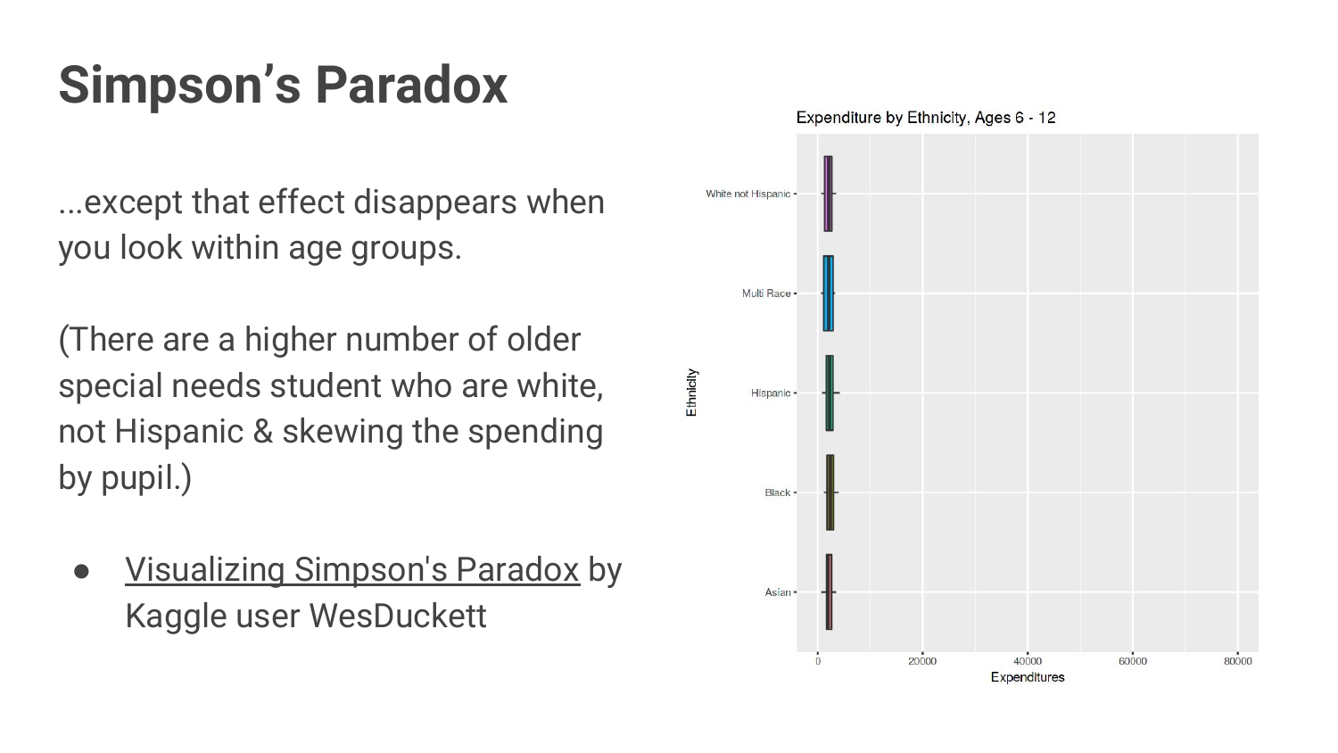# Simpson's Paradox

...except that effect disappears when you look within age groups.

(There are a higher number of older special needs student who are white, not Hispanic & skewing the spending by pupil.)

- Visualizing Simpson's Paradox by Kaggle user WesDuckett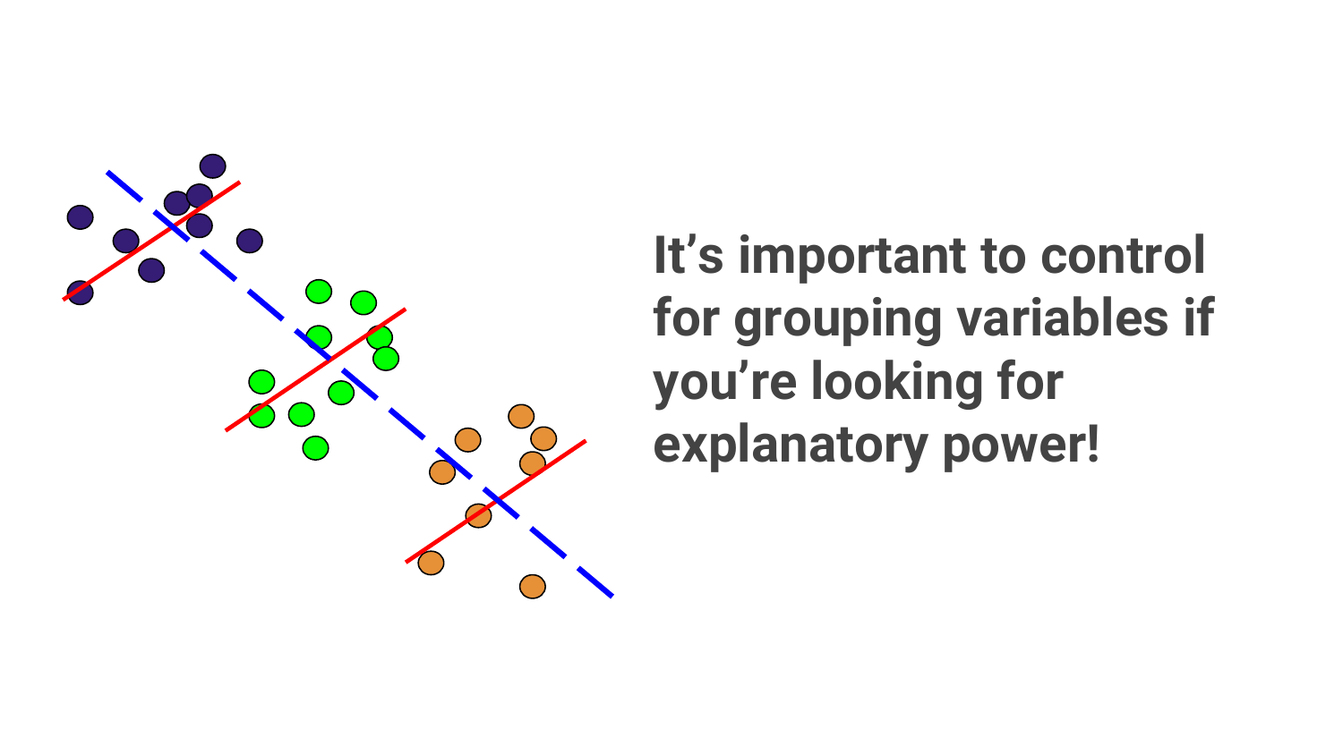**It's important to control for grouping variables if you're looking for explanatory power!**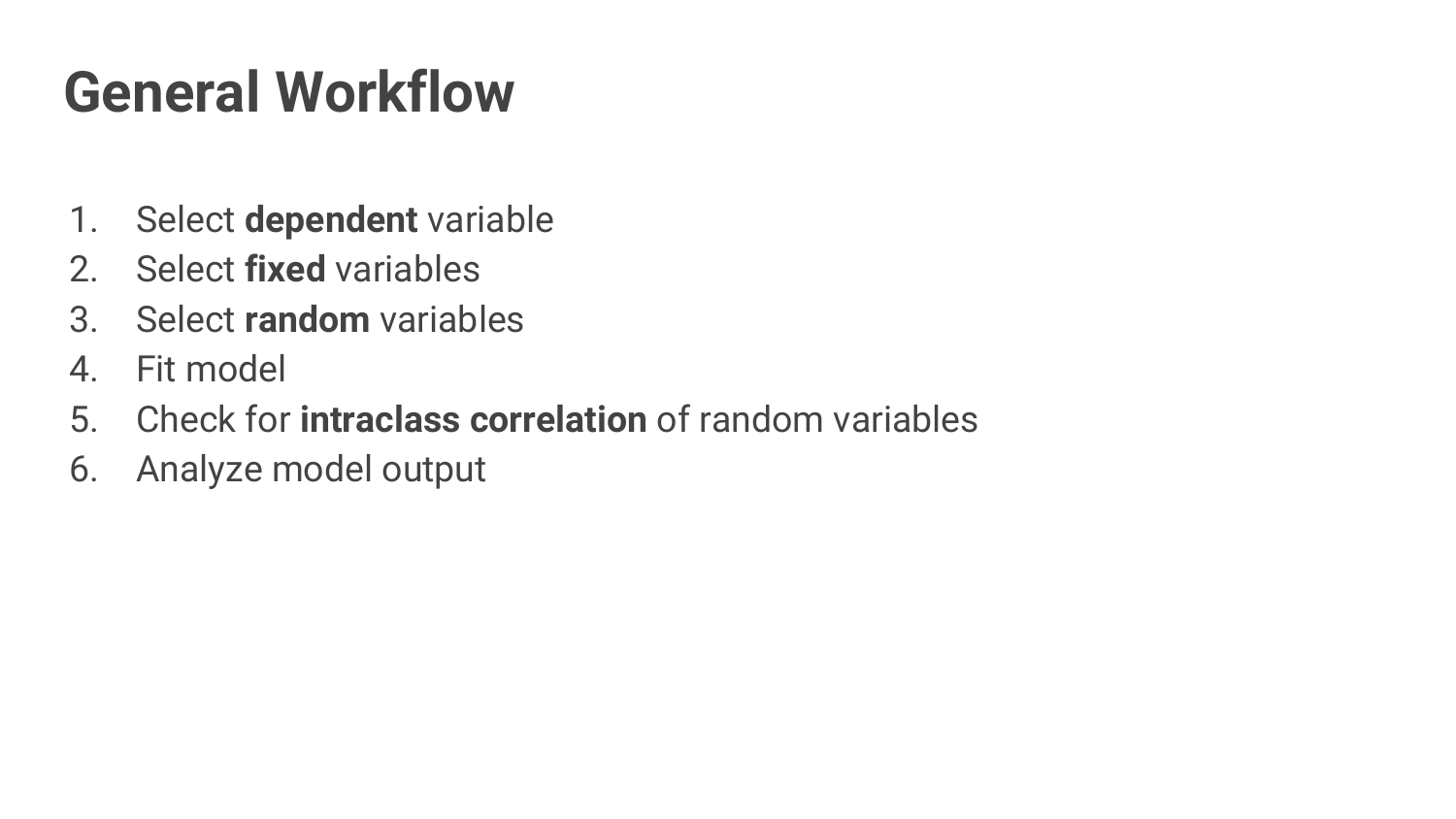# General Workflow

1. Select **dependent** variable
2. Select **fixed** variables
3. Select **random** variables
4. Fit model
5. Check for **intraclass correlation** of random variables
6. Analyze model output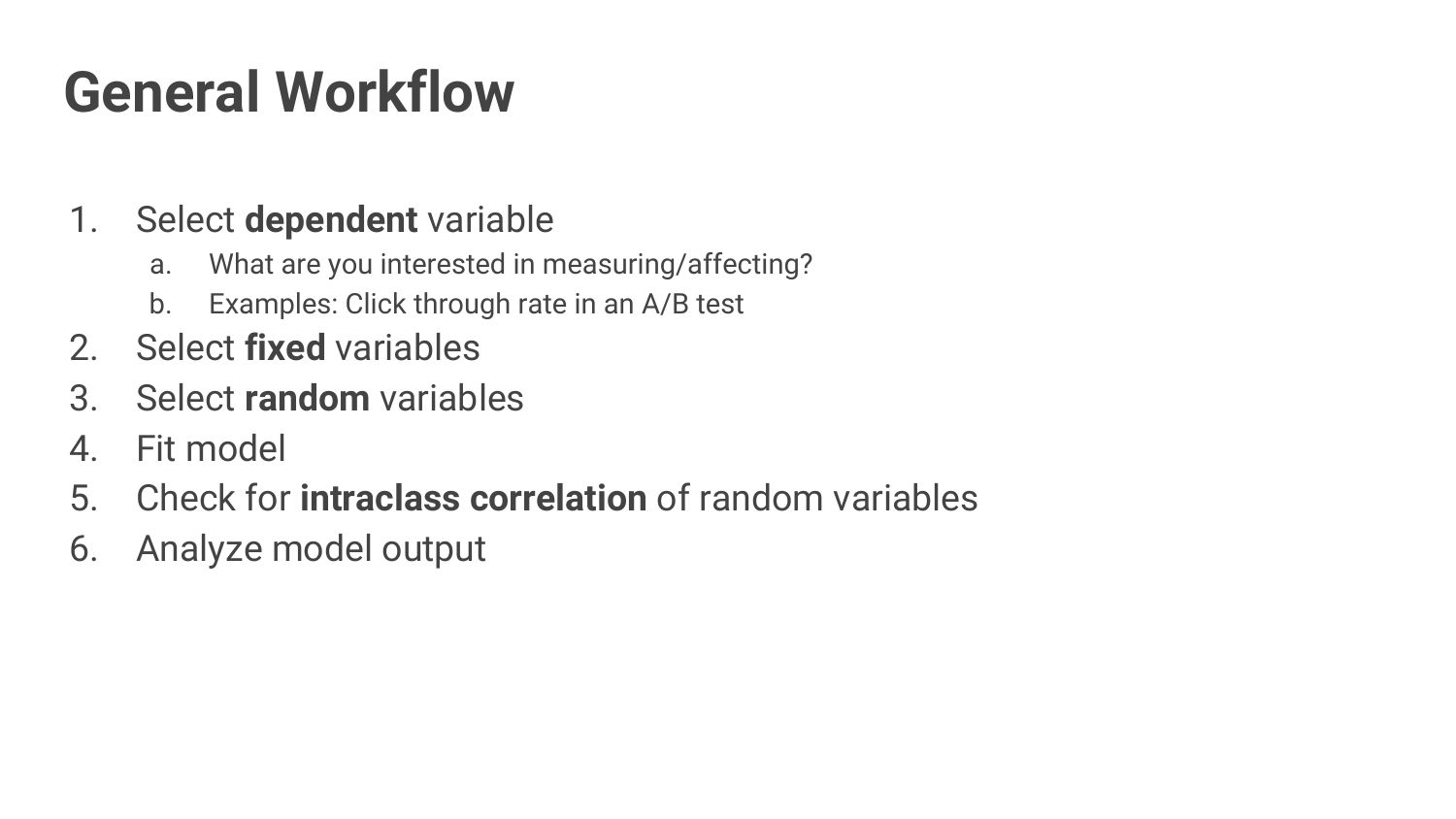# General Workflow

1. Select **dependent** variable
   a. What are you interested in measuring/affecting?
   b. Examples: Click through rate in an A/B test
2. Select **fixed** variables
3. Select **random** variables
4. Fit model
5. Check for **intraclass correlation** of random variables
6. Analyze model output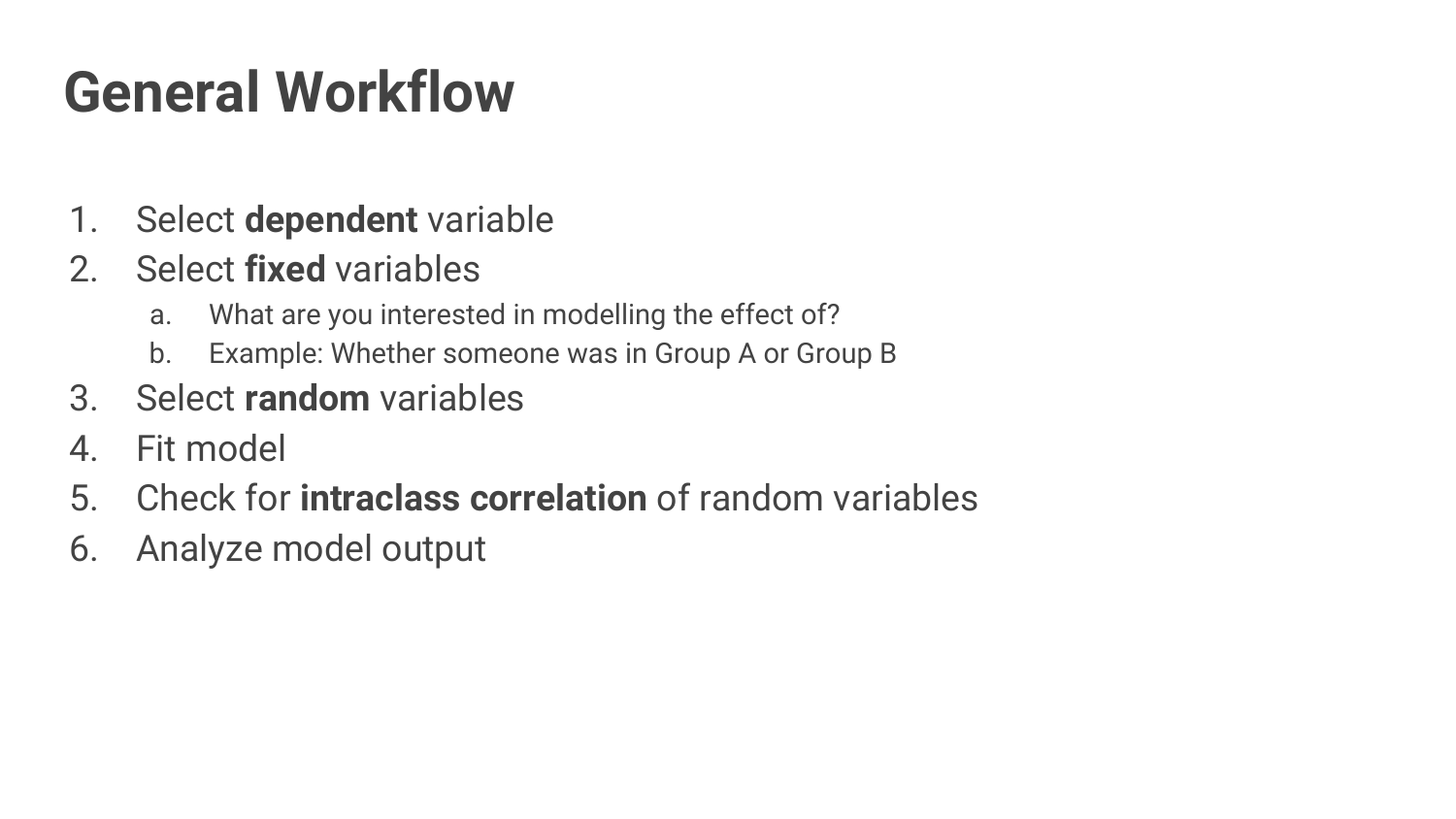# General Workflow

1. Select **dependent** variable
2. Select **fixed** variables
   a. What are you interested in modelling the effect of?
   b. Example: Whether someone was in Group A or Group B
3. Select **random** variables
4. Fit model
5. Check for **intraclass correlation** of random variables
6. Analyze model output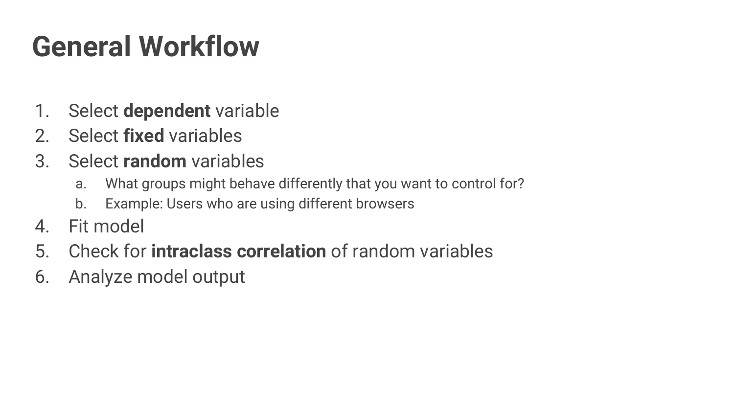# General Workflow

1. Select **dependent** variable
2. Select **fixed** variables
3. Select **random** variables
   a. What groups might behave differently that you want to control for?
   b. Example: Users who are using different browsers
4. Fit model
5. Check for **intraclass correlation** of random variables
6. Analyze model output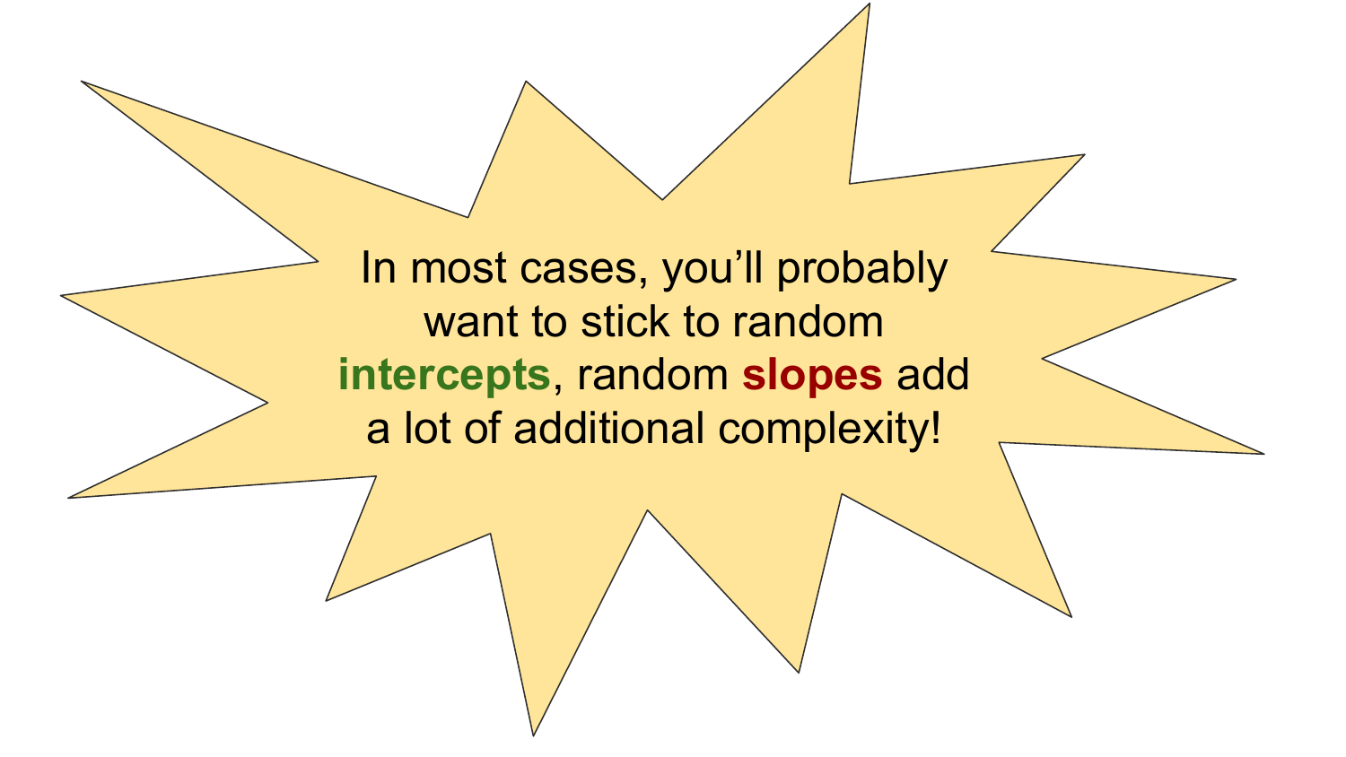In most cases, you'll probably want to stick to random **intercepts**, random **slopes** add a lot of additional complexity!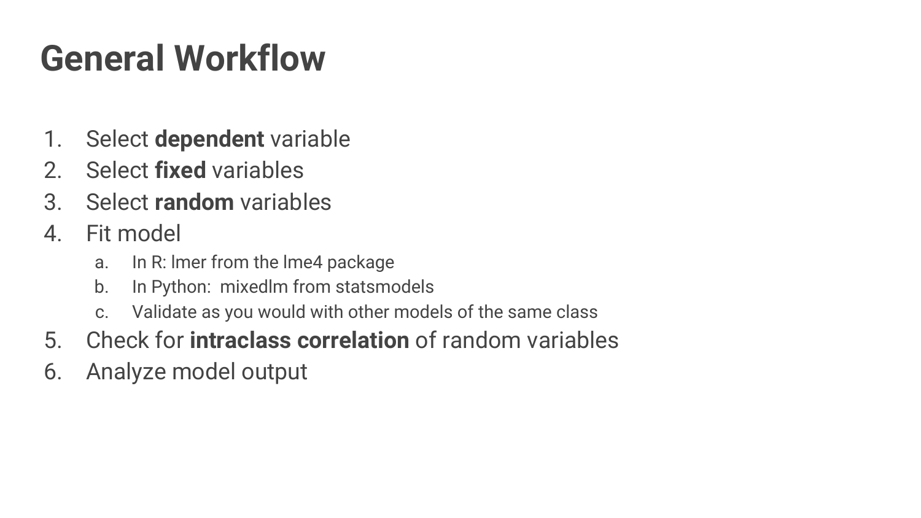# General Workflow

1. Select **dependent** variable
2. Select **fixed** variables
3. Select **random** variables
4. Fit model
   a. In R: lmer from the lme4 package
   b. In Python: mixedlm from statsmodels
   c. Validate as you would with other models of the same class
5. Check for **intraclass correlation** of random variables
6. Analyze model output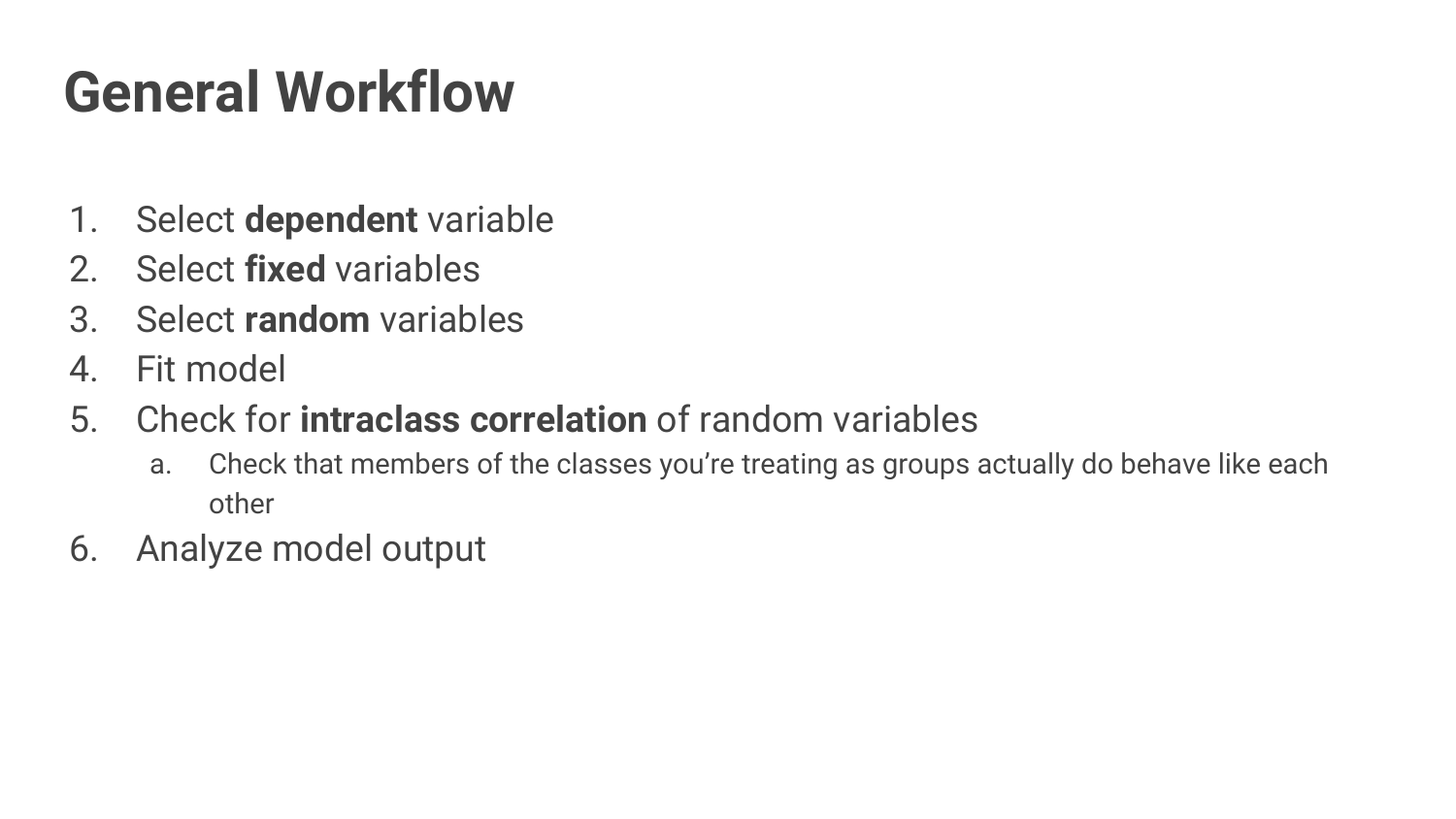# General Workflow

1. Select **dependent** variable
2. Select **fixed** variables
3. Select **random** variables
4. Fit model
5. Check for **intraclass correlation** of random variables
   a. Check that members of the classes you're treating as groups actually do behave like each other
6. Analyze model output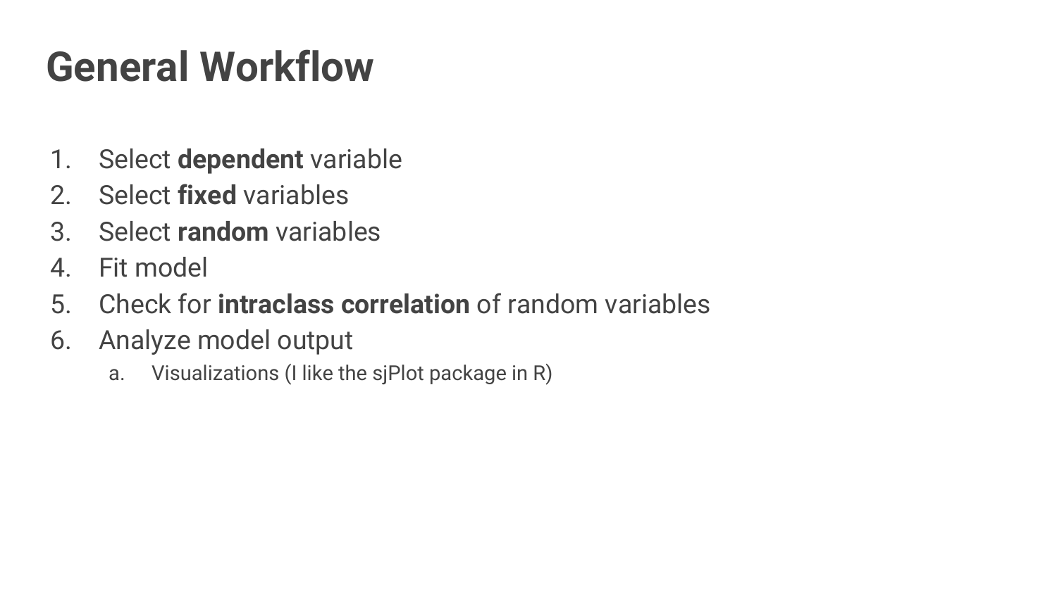# General Workflow

1. Select **dependent** variable
2. Select **fixed** variables
3. Select **random** variables
4. Fit model
5. Check for **intraclass correlation** of random variables
6. Analyze model output
    a. Visualizations (I like the sjPlot package in R)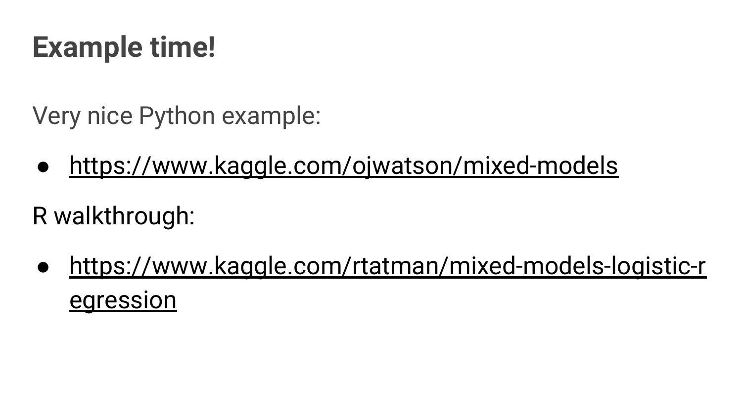# Example time!

Very nice Python example:

- https://www.kaggle.com/ojwatson/mixed-models

R walkthrough:

- https://www.kaggle.com/rtatman/mixed-models-logistic-regression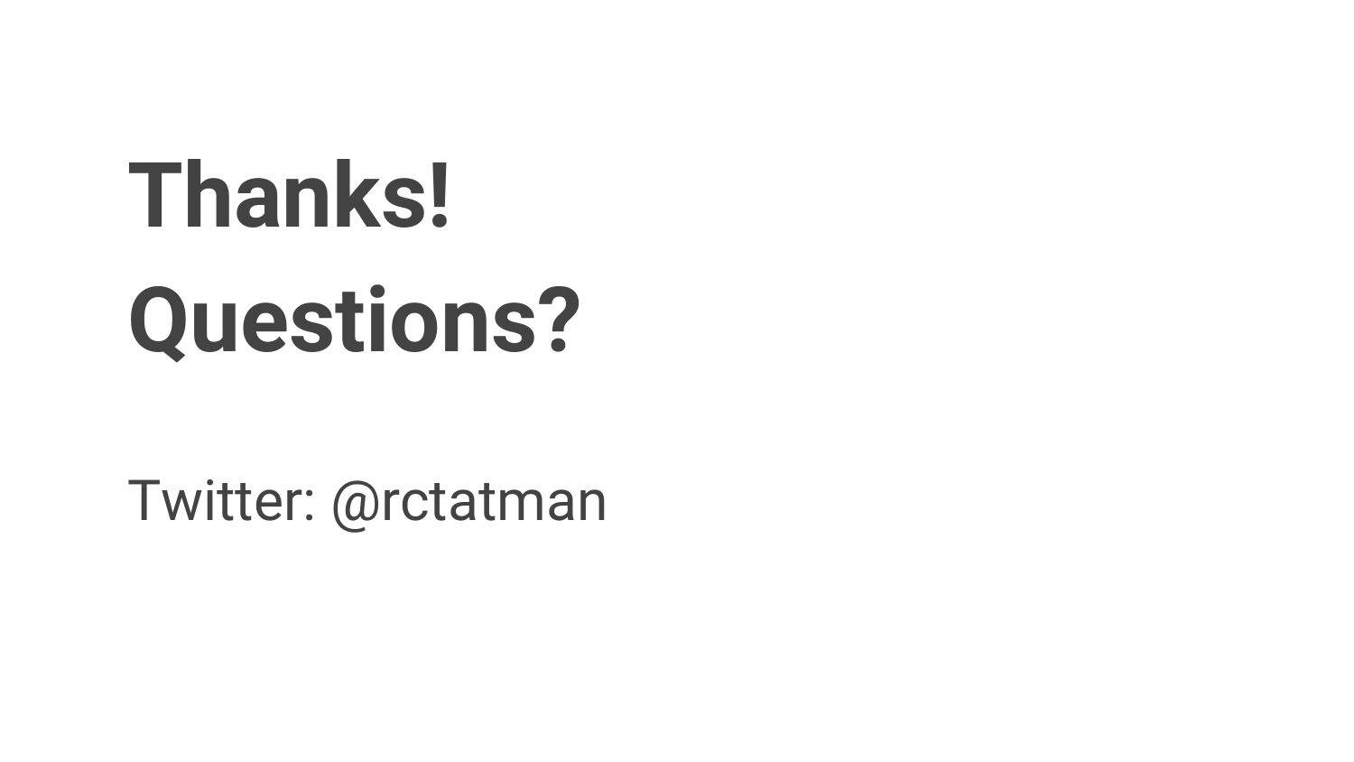# Thanks!
# Questions?

Twitter: @rctatman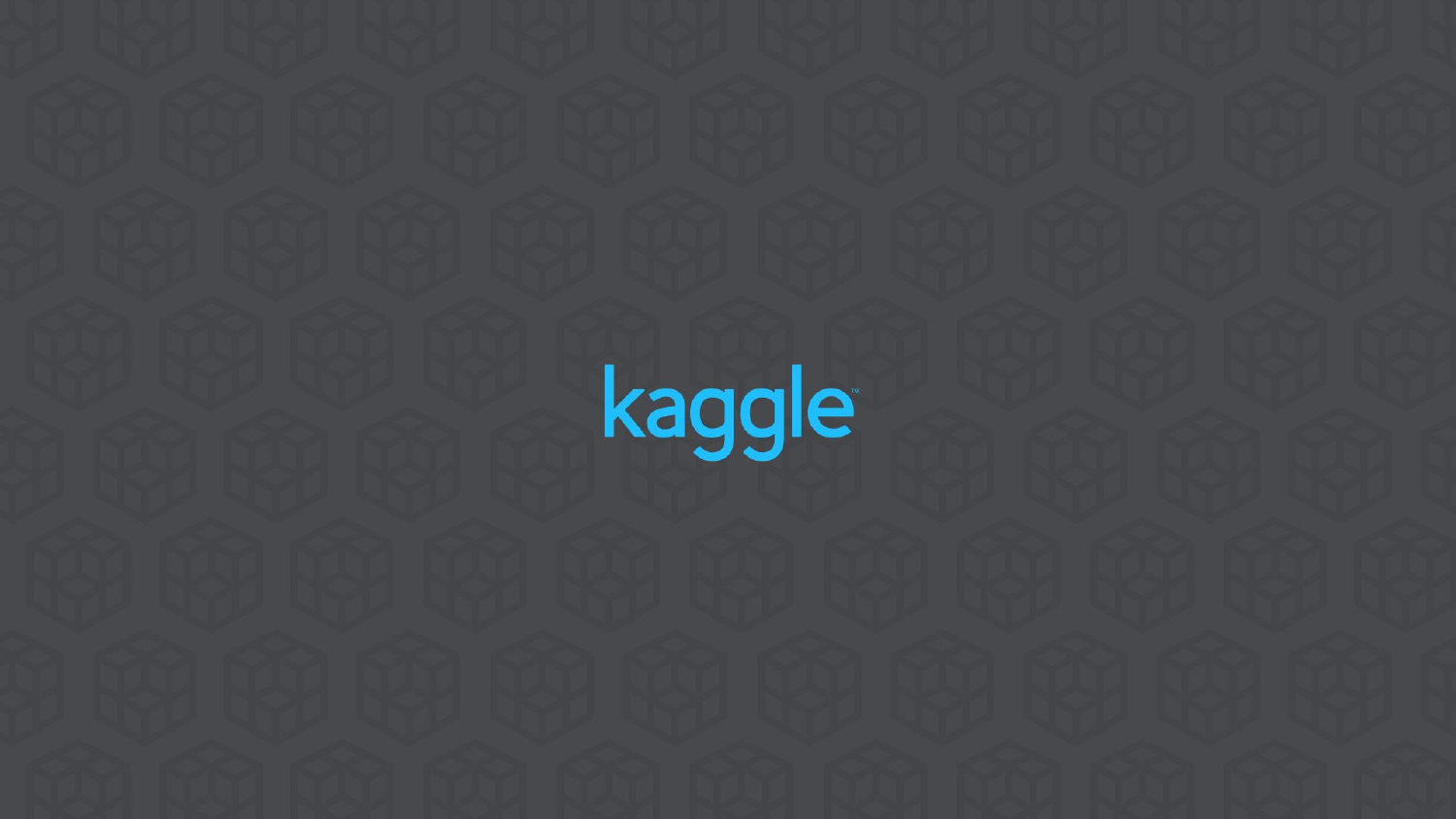kaggle™